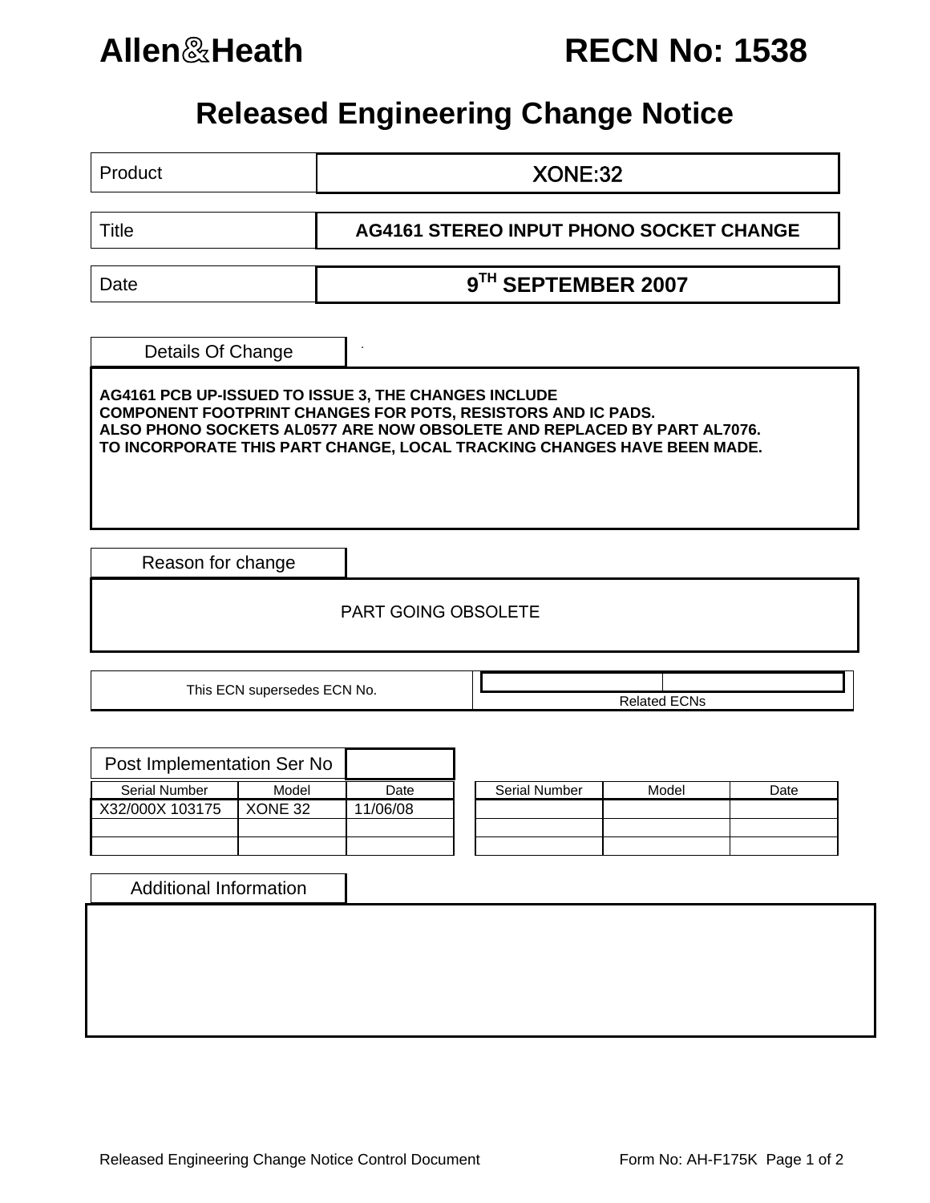# Allen&Heath RECN No: 1538

## Released Engineering Change Notice

| | |
|---|---|
| Product | XONE:32 |
| Title | **AG4161 STEREO INPUT PHONO SOCKET CHANGE** |
| Date | **9TH SEPTEMBER 2007** |

### Details Of Change

**AG4161 PCB UP-ISSUED TO ISSUE 3, THE CHANGES INCLUDE**
**COMPONENT FOOTPRINT CHANGES FOR POTS, RESISTORS AND IC PADS.**
**ALSO PHONO SOCKETS AL0577 ARE NOW OBSOLETE AND REPLACED BY PART AL7076.**
**TO INCORPORATE THIS PART CHANGE, LOCAL TRACKING CHANGES HAVE BEEN MADE.**

### Reason for change

PART GOING OBSOLETE

| This ECN supersedes ECN No. | Related ECNs |
|---|---|
| | |

### Post Implementation Ser No

| Serial Number | Model | Date |
|---|---|---|
| X32/000X 103175 | XONE 32 | 11/06/08 |
| | | |
| | | |

| Serial Number | Model | Date |
|---|---|---|
| | | |
| | | |
| | | |

### Additional Information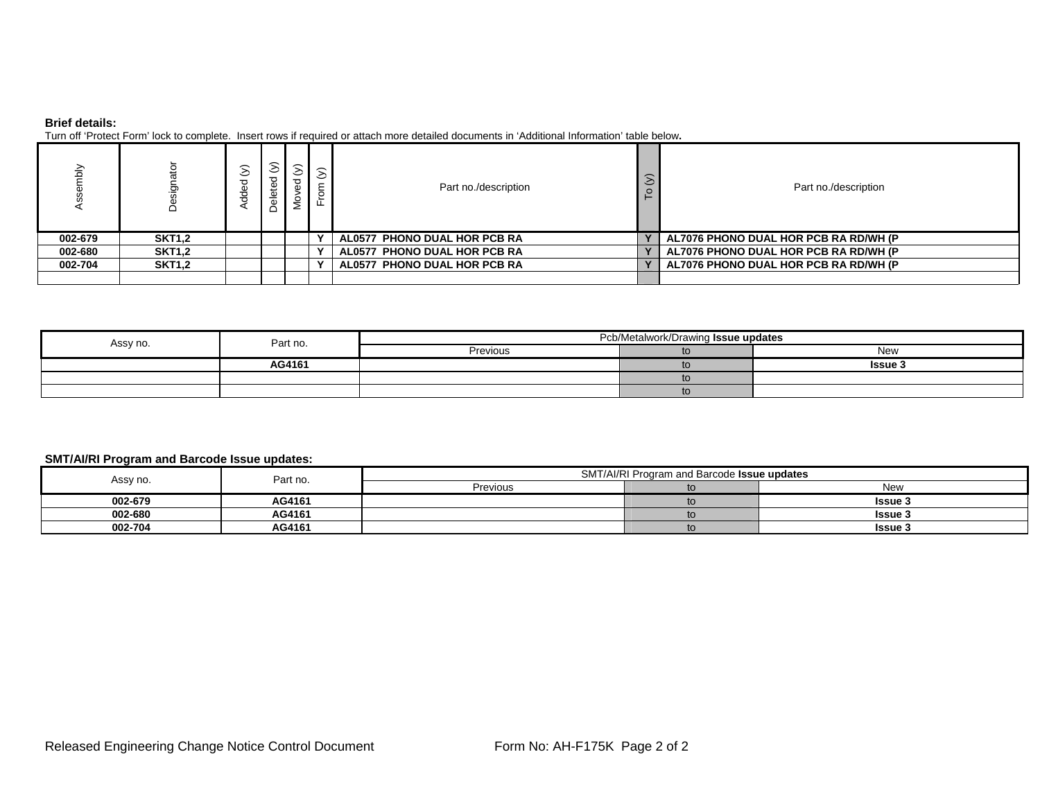**Brief details:**

Turn off 'Protect Form' lock to complete. Insert rows if required or attach more detailed documents in 'Additional Information' table below**.**

| Assembly | Designator | Added (y) | Deleted (y) | Moved (y) | From (y) | Part no./description | To (y) | Part no./description |
|---|---|---|---|---|---|---|---|---|
| **002-679** | **SKT1,2** | | | | **Y** | **AL0577 PHONO DUAL HOR PCB RA** | **Y** | **AL7076 PHONO DUAL HOR PCB RA RD/WH (P** |
| **002-680** | **SKT1,2** | | | | **Y** | **AL0577 PHONO DUAL HOR PCB RA** | **Y** | **AL7076 PHONO DUAL HOR PCB RA RD/WH (P** |
| **002-704** | **SKT1,2** | | | | **Y** | **AL0577 PHONO DUAL HOR PCB RA** | **Y** | **AL7076 PHONO DUAL HOR PCB RA RD/WH (P** |
| | | | | | | | | |

| Assy no. | Part no. | Pcb/Metalwork/Drawing **Issue updates** | | |
|---|---|---|---|---|
| | | Previous | to | New |
| | **AG4161** | | to | **Issue 3** |
| | | | to | |
| | | | to | |

**SMT/AI/RI Program and Barcode Issue updates:**

| Assy no. | Part no. | SMT/AI/RI Program and Barcode **Issue updates** | | |
|---|---|---|---|---|
| | | Previous | to | New |
| **002-679** | **AG4161** | | to | **Issue 3** |
| **002-680** | **AG4161** | | to | **Issue 3** |
| **002-704** | **AG4161** | | to | **Issue 3** |

Released Engineering Change Notice Control Document Form No: AH-F175K